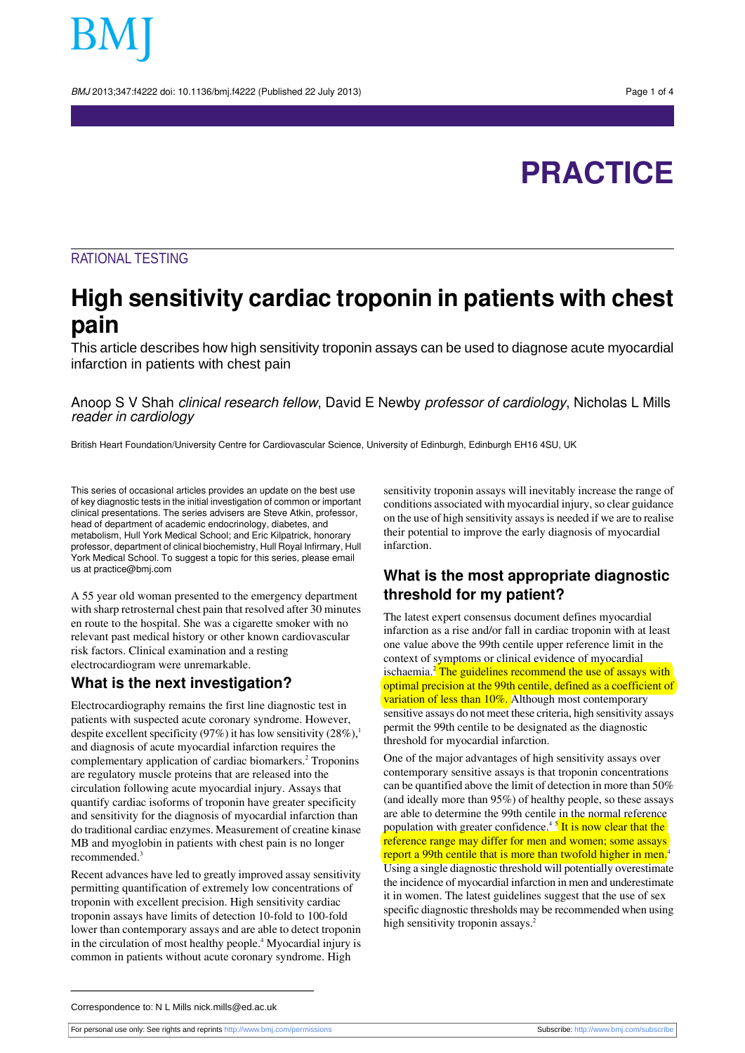PRACTICE

RATIONAL TESTING

# High sensitivity cardiac troponin in patients with chest pain

This article describes how high sensitivity troponin assays can be used to diagnose acute myocardial infarction in patients with chest pain

Anoop S V Shah *clinical research fellow*, David E Newby *professor of cardiology*, Nicholas L Mills *reader in cardiology*

British Heart Foundation/University Centre for Cardiovascular Science, University of Edinburgh, Edinburgh EH16 4SU, UK

This series of occasional articles provides an update on the best use of key diagnostic tests in the initial investigation of common or important clinical presentations. The series advisers are Steve Atkin, professor, head of department of academic endocrinology, diabetes, and metabolism, Hull York Medical School; and Eric Kilpatrick, honorary professor, department of clinical biochemistry, Hull Royal Infirmary, Hull York Medical School. To suggest a topic for this series, please email us at practice@bmj.com

A 55 year old woman presented to the emergency department with sharp retrosternal chest pain that resolved after 30 minutes en route to the hospital. She was a cigarette smoker with no relevant past medical history or other known cardiovascular risk factors. Clinical examination and a resting electrocardiogram were unremarkable.

## What is the next investigation?

Electrocardiography remains the first line diagnostic test in patients with suspected acute coronary syndrome. However, despite excellent specificity (97%) it has low sensitivity (28%),[1] and diagnosis of acute myocardial infarction requires the complementary application of cardiac biomarkers.[2] Troponins are regulatory muscle proteins that are released into the circulation following acute myocardial injury. Assays that quantify cardiac isoforms of troponin have greater specificity and sensitivity for the diagnosis of myocardial infarction than do traditional cardiac enzymes. Measurement of creatine kinase MB and myoglobin in patients with chest pain is no longer recommended.[3]

Recent advances have led to greatly improved assay sensitivity permitting quantification of extremely low concentrations of troponin with excellent precision. High sensitivity cardiac troponin assays have limits of detection 10-fold to 100-fold lower than contemporary assays and are able to detect troponin in the circulation of most healthy people.[4] Myocardial injury is common in patients without acute coronary syndrome. High sensitivity troponin assays will inevitably increase the range of conditions associated with myocardial injury, so clear guidance on the use of high sensitivity assays is needed if we are to realise their potential to improve the early diagnosis of myocardial infarction.

## What is the most appropriate diagnostic threshold for my patient?

The latest expert consensus document defines myocardial infarction as a rise and/or fall in cardiac troponin with at least one value above the 99th centile upper reference limit in the context of symptoms or clinical evidence of myocardial ischaemia.[2] The guidelines recommend the use of assays with optimal precision at the 99th centile, defined as a coefficient of variation of less than 10%. Although most contemporary sensitive assays do not meet these criteria, high sensitivity assays permit the 99th centile to be designated as the diagnostic threshold for myocardial infarction.

One of the major advantages of high sensitivity assays over contemporary sensitive assays is that troponin concentrations can be quantified above the limit of detection in more than 50% (and ideally more than 95%) of healthy people, so these assays are able to determine the 99th centile in the normal reference population with greater confidence.[4,5] It is now clear that the reference range may differ for men and women; some assays report a 99th centile that is more than twofold higher in men.[4] Using a single diagnostic threshold will potentially overestimate the incidence of myocardial infarction in men and underestimate it in women. The latest guidelines suggest that the use of sex specific diagnostic thresholds may be recommended when using high sensitivity troponin assays.[2]

Correspondence to: N L Mills nick.mills@ed.ac.uk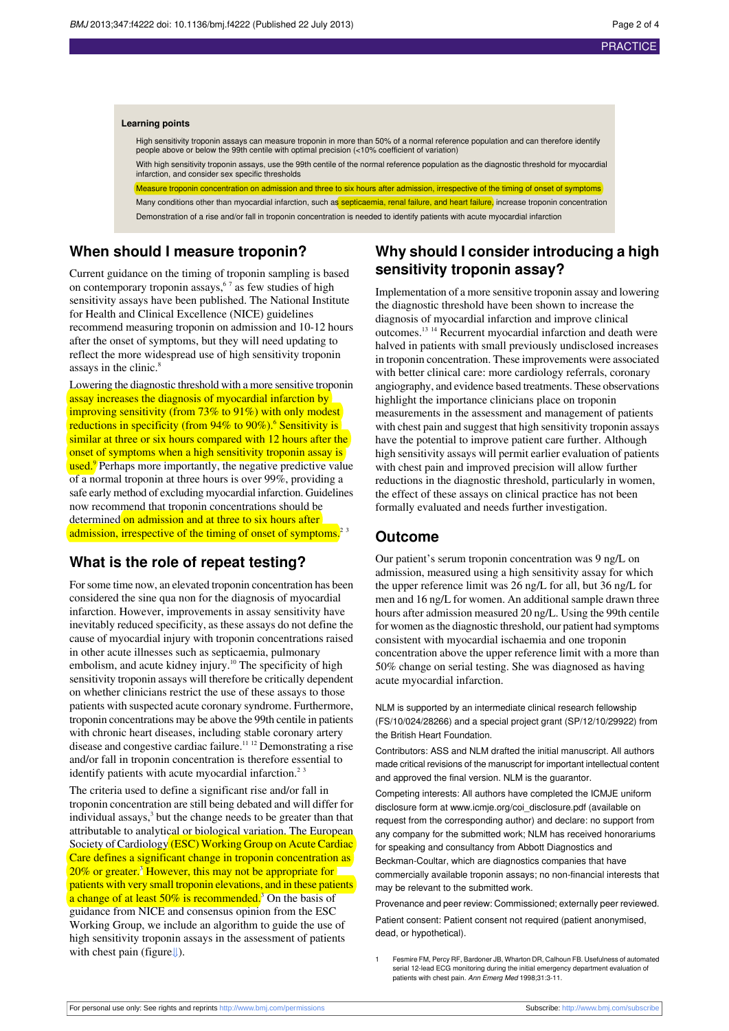### Learning points

- High sensitivity troponin assays can measure troponin in more than 50% of a normal reference population and can therefore identify people above or below the 99th centile with optimal precision (<10% coefficient of variation)
- With high sensitivity troponin assays, use the 99th centile of the normal reference population as the diagnostic threshold for myocardial infarction, and consider sex specific thresholds
- Measure troponin concentration on admission and three to six hours after admission, irrespective of the timing of onset of symptoms
- Many conditions other than myocardial infarction, such as septicaemia, renal failure, and heart failure, increase troponin concentration
- Demonstration of a rise and/or fall in troponin concentration is needed to identify patients with acute myocardial infarction

## When should I measure troponin?

Current guidance on the timing of troponin sampling is based on contemporary troponin assays,[6 7] as few studies of high sensitivity assays have been published. The National Institute for Health and Clinical Excellence (NICE) guidelines recommend measuring troponin on admission and 10-12 hours after the onset of symptoms, but they will need updating to reflect the more widespread use of high sensitivity troponin assays in the clinic.[8]

Lowering the diagnostic threshold with a more sensitive troponin assay increases the diagnosis of myocardial infarction by improving sensitivity (from 73% to 91%) with only modest reductions in specificity (from 94% to 90%).[6] Sensitivity is similar at three or six hours compared with 12 hours after the onset of symptoms when a high sensitivity troponin assay is used.[9] Perhaps more importantly, the negative predictive value of a normal troponin at three hours is over 99%, providing a safe early method of excluding myocardial infarction. Guidelines now recommend that troponin concentrations should be determined on admission and at three to six hours after admission, irrespective of the timing of onset of symptoms.[2 3]

## What is the role of repeat testing?

For some time now, an elevated troponin concentration has been considered the sine qua non for the diagnosis of myocardial infarction. However, improvements in assay sensitivity have inevitably reduced specificity, as these assays do not define the cause of myocardial injury with troponin concentrations raised in other acute illnesses such as septicaemia, pulmonary embolism, and acute kidney injury.[10] The specificity of high sensitivity troponin assays will therefore be critically dependent on whether clinicians restrict the use of these assays to those patients with suspected acute coronary syndrome. Furthermore, troponin concentrations may be above the 99th centile in patients with chronic heart diseases, including stable coronary artery disease and congestive cardiac failure.[11 12] Demonstrating a rise and/or fall in troponin concentration is therefore essential to identify patients with acute myocardial infarction.[2 3]

The criteria used to define a significant rise and/or fall in troponin concentration are still being debated and will differ for individual assays,[3] but the change needs to be greater than that attributable to analytical or biological variation. The European Society of Cardiology (ESC) Working Group on Acute Cardiac Care defines a significant change in troponin concentration as 20% or greater.[3] However, this may not be appropriate for patients with very small troponin elevations, and in these patients a change of at least 50% is recommended.[3] On the basis of guidance from NICE and consensus opinion from the ESC Working Group, we include an algorithm to guide the use of high sensitivity troponin assays in the assessment of patients with chest pain (figure⇓).

## Why should I consider introducing a high sensitivity troponin assay?

Implementation of a more sensitive troponin assay and lowering the diagnostic threshold have been shown to increase the diagnosis of myocardial infarction and improve clinical outcomes.[13 14] Recurrent myocardial infarction and death were halved in patients with small previously undisclosed increases in troponin concentration. These improvements were associated with better clinical care: more cardiology referrals, coronary angiography, and evidence based treatments. These observations highlight the importance clinicians place on troponin measurements in the assessment and management of patients with chest pain and suggest that high sensitivity troponin assays have the potential to improve patient care further. Although high sensitivity assays will permit earlier evaluation of patients with chest pain and improved precision will allow further reductions in the diagnostic threshold, particularly in women, the effect of these assays on clinical practice has not been formally evaluated and needs further investigation.

## Outcome

Our patient's serum troponin concentration was 9 ng/L on admission, measured using a high sensitivity assay for which the upper reference limit was 26 ng/L for all, but 36 ng/L for men and 16 ng/L for women. An additional sample drawn three hours after admission measured 20 ng/L. Using the 99th centile for women as the diagnostic threshold, our patient had symptoms consistent with myocardial ischaemia and one troponin concentration above the upper reference limit with a more than 50% change on serial testing. She was diagnosed as having acute myocardial infarction.

NLM is supported by an intermediate clinical research fellowship (FS/10/024/28266) and a special project grant (SP/12/10/29922) from the British Heart Foundation.

Contributors: ASS and NLM drafted the initial manuscript. All authors made critical revisions of the manuscript for important intellectual content and approved the final version. NLM is the guarantor.

Competing interests: All authors have completed the ICMJE uniform disclosure form at www.icmje.org/coi_disclosure.pdf (available on request from the corresponding author) and declare: no support from any company for the submitted work; NLM has received honorariums for speaking and consultancy from Abbott Diagnostics and Beckman-Coultar, which are diagnostics companies that have commercially available troponin assays; no non-financial interests that may be relevant to the submitted work.

Provenance and peer review: Commissioned; externally peer reviewed.

Patient consent: Patient consent not required (patient anonymised, dead, or hypothetical).

1 Fesmire FM, Percy RF, Bardoner JB, Wharton DR, Calhoun FB. Usefulness of automated serial 12-lead ECG monitoring during the initial emergency department evaluation of patients with chest pain. *Ann Emerg Med* 1998;31:3-11.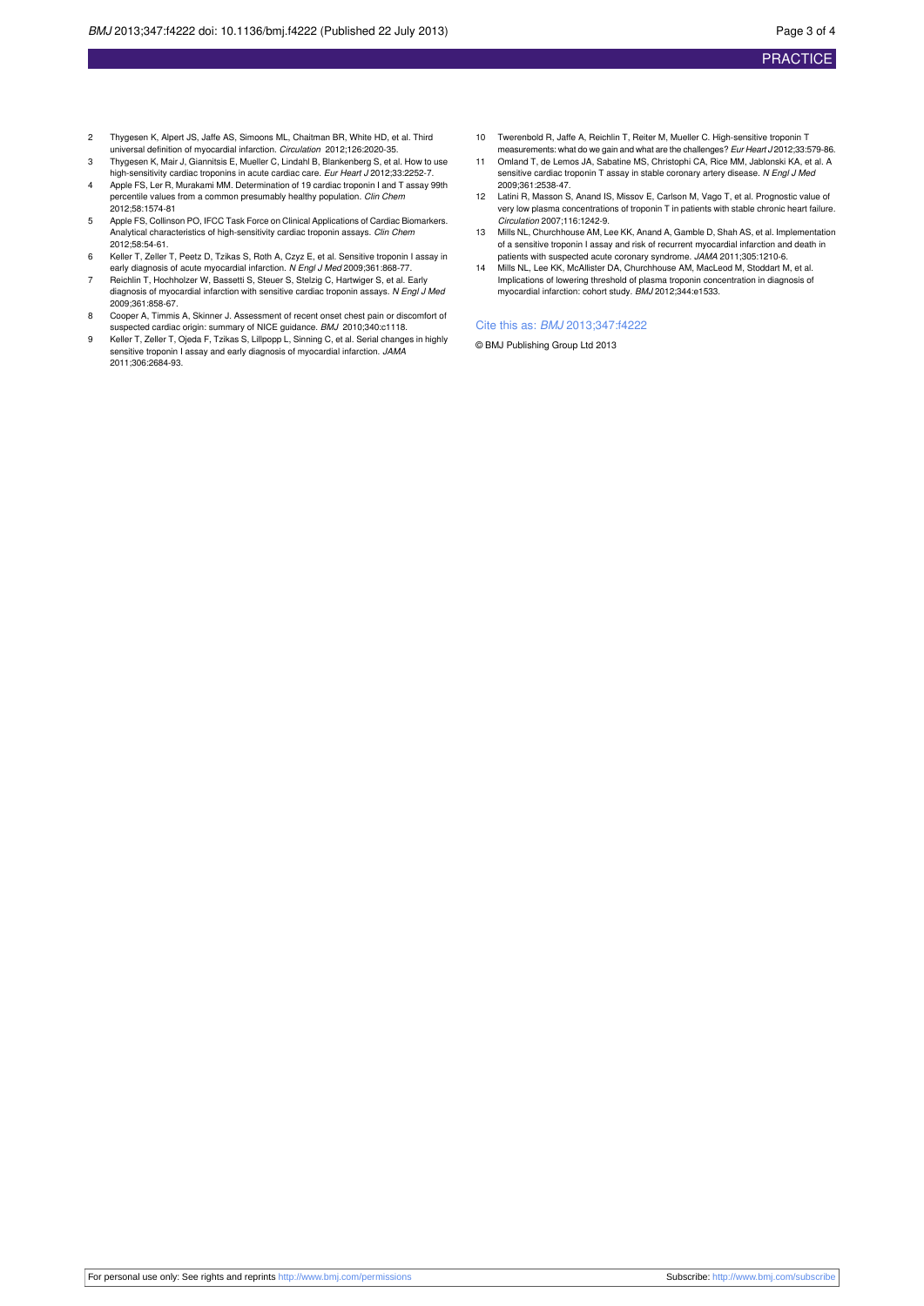2. Thygesen K, Alpert JS, Jaffe AS, Simoons ML, Chaitman BR, White HD, et al. Third universal definition of myocardial infarction. *Circulation* 2012;126:2020-35.
3. Thygesen K, Mair J, Giannitsis E, Mueller C, Lindahl B, Blankenberg S, et al. How to use high-sensitivity cardiac troponins in acute cardiac care. *Eur Heart J* 2012;33:2252-7.
4. Apple FS, Ler R, Murakami MM. Determination of 19 cardiac troponin I and T assay 99th percentile values from a common presumably healthy population. *Clin Chem* 2012;58:1574-81
5. Apple FS, Collinson PO, IFCC Task Force on Clinical Applications of Cardiac Biomarkers. Analytical characteristics of high-sensitivity cardiac troponin assays. *Clin Chem* 2012;58:54-61.
6. Keller T, Zeller T, Peetz D, Tzikas S, Roth A, Czyz E, et al. Sensitive troponin I assay in early diagnosis of acute myocardial infarction. *N Engl J Med* 2009;361:868-77.
7. Reichlin T, Hochholzer W, Bassetti S, Steuer S, Stelzig C, Hartwiger S, et al. Early diagnosis of myocardial infarction with sensitive cardiac troponin assays. *N Engl J Med* 2009;361:858-67.
8. Cooper A, Timmis A, Skinner J. Assessment of recent onset chest pain or discomfort of suspected cardiac origin: summary of NICE guidance. *BMJ* 2010;340:c1118.
9. Keller T, Zeller T, Ojeda F, Tzikas S, Lillpopp L, Sinning C, et al. Serial changes in highly sensitive troponin I assay and early diagnosis of myocardial infarction. *JAMA* 2011;306:2684-93.
10. Twerenbold R, Jaffe A, Reichlin T, Reiter M, Mueller C. High-sensitive troponin T measurements: what do we gain and what are the challenges? *Eur Heart J* 2012;33:579-86.
11. Omland T, de Lemos JA, Sabatine MS, Christophi CA, Rice MM, Jablonski KA, et al. A sensitive cardiac troponin T assay in stable coronary artery disease. *N Engl J Med* 2009;361:2538-47.
12. Latini R, Masson S, Anand IS, Missov E, Carlson M, Vago T, et al. Prognostic value of very low plasma concentrations of troponin T in patients with stable chronic heart failure. *Circulation* 2007;116:1242-9.
13. Mills NL, Churchhouse AM, Lee KK, Anand A, Gamble D, Shah AS, et al. Implementation of a sensitive troponin I assay and risk of recurrent myocardial infarction and death in patients with suspected acute coronary syndrome. *JAMA* 2011;305:1210-6.
14. Mills NL, Lee KK, McAllister DA, Churchhouse AM, MacLeod M, Stoddart M, et al. Implications of lowering threshold of plasma troponin concentration in diagnosis of myocardial infarction: cohort study. *BMJ* 2012;344:e1533.

Cite this as: *BMJ* 2013;347:f4222

© BMJ Publishing Group Ltd 2013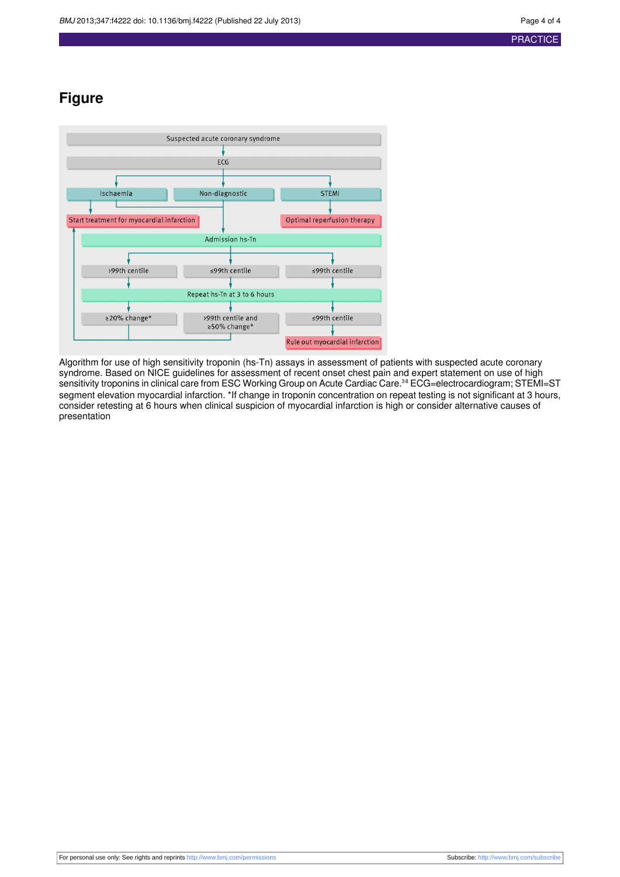# Figure

Suspected acute coronary syndrome

ECG

Ischaemia

Non-diagnostic

STEMI

Start treatment for myocardial infarction

Optimal reperfusion therapy

Admission hs-Tn

>99th centile

≤99th centile

≤99th centile

Repeat hs-Tn at 3 to 6 hours

≥20% change*

>99th centile and ≥50% change*

≤99th centile

Rule out myocardial infarction

Algorithm for use of high sensitivity troponin (hs-Tn) assays in assessment of patients with suspected acute coronary syndrome. Based on NICE guidelines for assessment of recent onset chest pain and expert statement on use of high sensitivity troponins in clinical care from ESC Working Group on Acute Cardiac Care.[38] ECG=electrocardiogram; STEMI=ST segment elevation myocardial infarction. *If change in troponin concentration on repeat testing is not significant at 3 hours, consider retesting at 6 hours when clinical suspicion of myocardial infarction is high or consider alternative causes of presentation